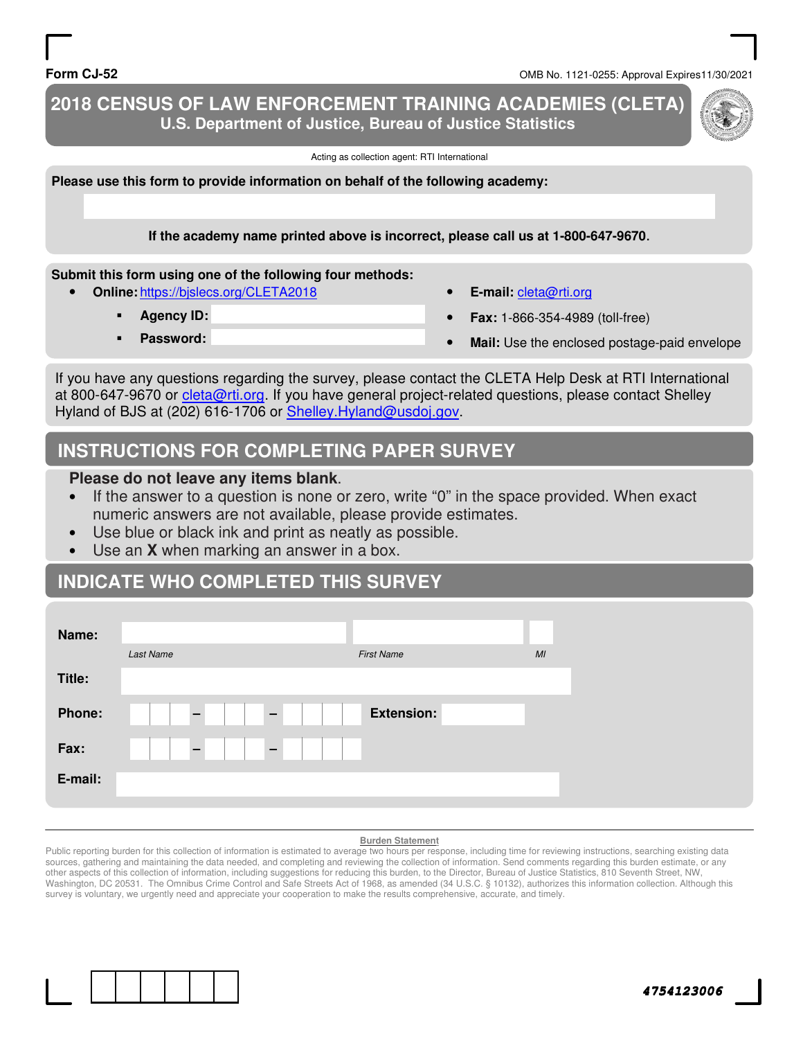Form CJ-52

OMB No. 1121-0255: Approval Expires11/30/2021

# 2018 CENSUS OF LAW ENFORCEMENT TRAINING ACADEMIES (CLETA)

## U.S. Department of Justice, Bureau of Justice Statistics

Acting as collection agent: RTI International

**Please use this form to provide information on behalf of the following academy:**

**If the academy name printed above is incorrect, please call us at 1-800-647-9670.**

**Submit this form using one of the following four methods:**

- **Online:** https://bjslecs.org/CLETA2018
  - **Agency ID:**
  - **Password:**
- **E-mail:** cleta@rti.org
- **Fax:** 1-866-354-4989 (toll-free)
- **Mail:** Use the enclosed postage-paid envelope

If you have any questions regarding the survey, please contact the CLETA Help Desk at RTI International at 800-647-9670 or cleta@rti.org. If you have general project-related questions, please contact Shelley Hyland of BJS at (202) 616-1706 or Shelley.Hyland@usdoj.gov.

## INSTRUCTIONS FOR COMPLETING PAPER SURVEY

**Please do not leave any items blank**.

- If the answer to a question is none or zero, write "0" in the space provided. When exact numeric answers are not available, please provide estimates.
- Use blue or black ink and print as neatly as possible.
- Use an **X** when marking an answer in a box.

## INDICATE WHO COMPLETED THIS SURVEY

**Name:** ____________ ____________ ____
*Last Name* *First Name* *MI*

**Title:**

**Phone:** ___ – ___ – ____ **Extension:**

**Fax:** ___ – ___ – ____

**E-mail:**

**Burden Statement**

Public reporting burden for this collection of information is estimated to average two hours per response, including time for reviewing instructions, searching existing data sources, gathering and maintaining the data needed, and completing and reviewing the collection of information. Send comments regarding this burden estimate, or any other aspects of this collection of information, including suggestions for reducing this burden, to the Director, Bureau of Justice Statistics, 810 Seventh Street, NW, Washington, DC 20531. The Omnibus Crime Control and Safe Streets Act of 1968, as amended (34 U.S.C. § 10132), authorizes this information collection. Although this survey is voluntary, we urgently need and appreciate your cooperation to make the results comprehensive, accurate, and timely.

4754123006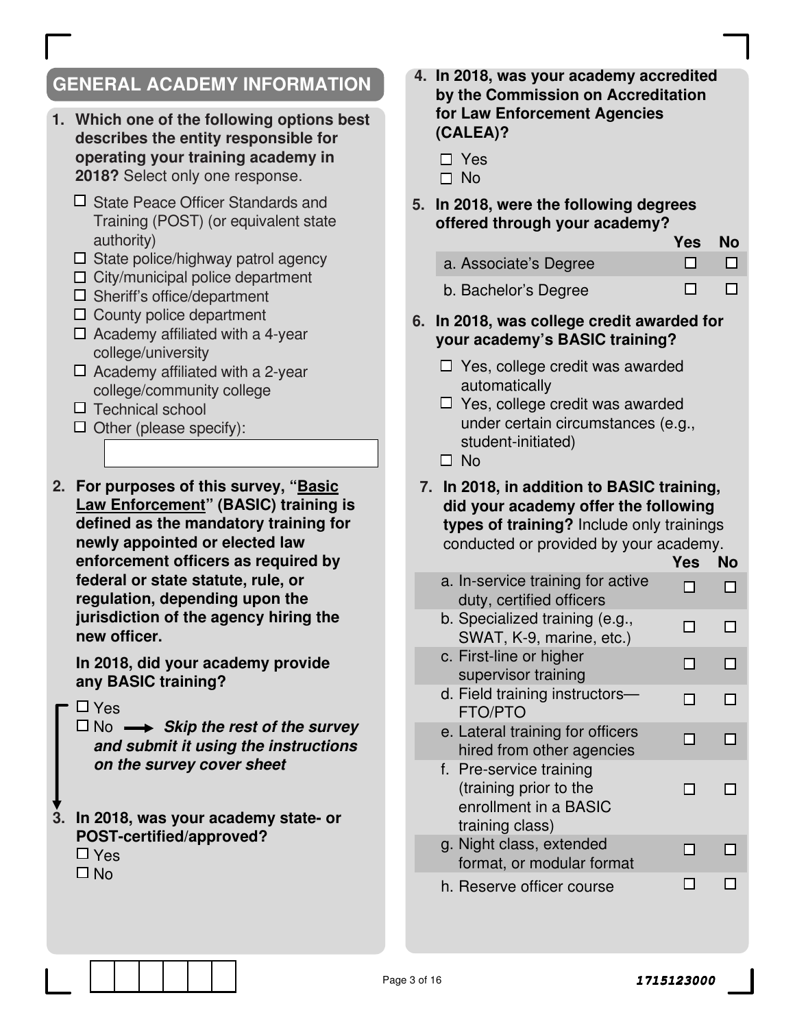## GENERAL ACADEMY INFORMATION

**1. Which one of the following options best describes the entity responsible for operating your training academy in 2018?** Select only one response.

- ☐ State Peace Officer Standards and Training (POST) (or equivalent state authority)
- ☐ State police/highway patrol agency
- ☐ City/municipal police department
- ☐ Sheriff's office/department
- ☐ County police department
- ☐ Academy affiliated with a 4-year college/university
- ☐ Academy affiliated with a 2-year college/community college
- ☐ Technical school
- ☐ Other (please specify): ______________________

**2. For purposes of this survey, "Basic Law Enforcement" (BASIC) training is defined as the mandatory training for newly appointed or elected law enforcement officers as required by federal or state statute, rule, or regulation, depending upon the jurisdiction of the agency hiring the new officer.**

**In 2018, did your academy provide any BASIC training?**

- ☐ Yes
- ☐ No → ***Skip the rest of the survey and submit it using the instructions on the survey cover sheet***

**3. In 2018, was your academy state- or POST-certified/approved?**

- ☐ Yes
- ☐ No

**4. In 2018, was your academy accredited by the Commission on Accreditation for Law Enforcement Agencies (CALEA)?**

- ☐ Yes
- ☐ No

**5. In 2018, were the following degrees offered through your academy?**

| | Yes | No |
|---|---|---|
| a. Associate's Degree | ☐ | ☐ |
| b. Bachelor's Degree | ☐ | ☐ |

**6. In 2018, was college credit awarded for your academy's BASIC training?**

- ☐ Yes, college credit was awarded automatically
- ☐ Yes, college credit was awarded under certain circumstances (e.g., student-initiated)
- ☐ No

**7. In 2018, in addition to BASIC training, did your academy offer the following types of training?** Include only trainings conducted or provided by your academy.

| | Yes | No |
|---|---|---|
| a. In-service training for active duty, certified officers | ☐ | ☐ |
| b. Specialized training (e.g., SWAT, K-9, marine, etc.) | ☐ | ☐ |
| c. First-line or higher supervisor training | ☐ | ☐ |
| d. Field training instructors—FTO/PTO | ☐ | ☐ |
| e. Lateral training for officers hired from other agencies | ☐ | ☐ |
| f. Pre-service training (training prior to the enrollment in a BASIC training class) | ☐ | ☐ |
| g. Night class, extended format, or modular format | ☐ | ☐ |
| h. Reserve officer course | ☐ | ☐ |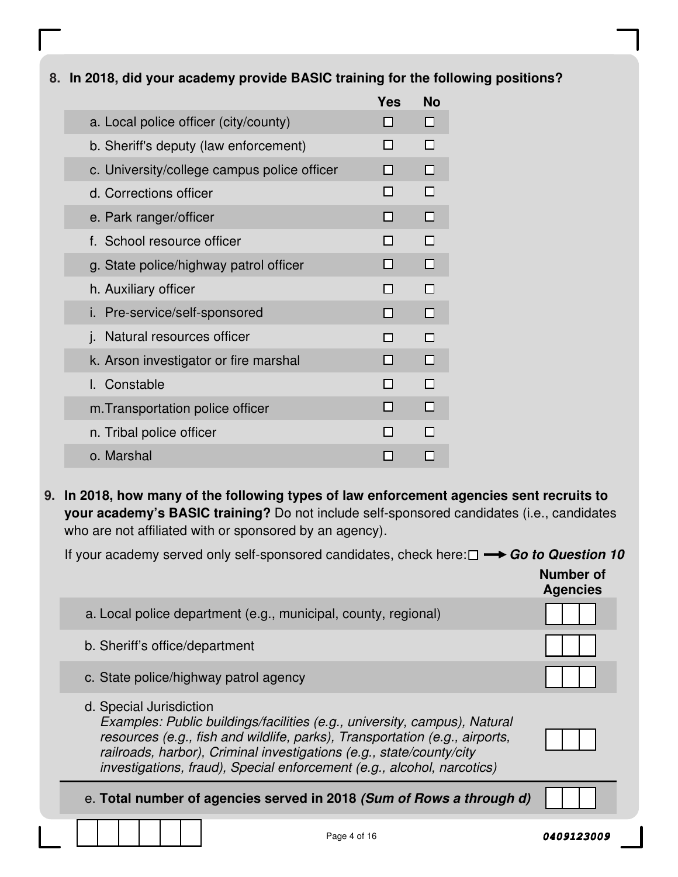**8. In 2018, did your academy provide BASIC training for the following positions?**

| | Yes | No |
|---|---|---|
| a. Local police officer (city/county) | ☐ | ☐ |
| b. Sheriff's deputy (law enforcement) | ☐ | ☐ |
| c. University/college campus police officer | ☐ | ☐ |
| d. Corrections officer | ☐ | ☐ |
| e. Park ranger/officer | ☐ | ☐ |
| f. School resource officer | ☐ | ☐ |
| g. State police/highway patrol officer | ☐ | ☐ |
| h. Auxiliary officer | ☐ | ☐ |
| i. Pre-service/self-sponsored | ☐ | ☐ |
| j. Natural resources officer | ☐ | ☐ |
| k. Arson investigator or fire marshal | ☐ | ☐ |
| l. Constable | ☐ | ☐ |
| m. Transportation police officer | ☐ | ☐ |
| n. Tribal police officer | ☐ | ☐ |
| o. Marshal | ☐ | ☐ |

**9. In 2018, how many of the following types of law enforcement agencies sent recruits to your academy's BASIC training?** Do not include self-sponsored candidates (i.e., candidates who are not affiliated with or sponsored by an agency).

If your academy served only self-sponsored candidates, check here: ☐ ➞ ***Go to Question 10***

| | Number of Agencies |
|---|---|
| a. Local police department (e.g., municipal, county, regional) | ☐☐☐ |
| b. Sheriff's office/department | ☐☐☐ |
| c. State police/highway patrol agency | ☐☐☐ |
| d. Special Jurisdiction *Examples: Public buildings/facilities (e.g., university, campus), Natural resources (e.g., fish and wildlife, parks), Transportation (e.g., airports, railroads, harbor), Criminal investigations (e.g., state/county/city investigations, fraud), Special enforcement (e.g., alcohol, narcotics)* | ☐☐☐ |
| e. **Total number of agencies served in 2018 *(Sum of Rows a through d)*** | ☐☐☐ |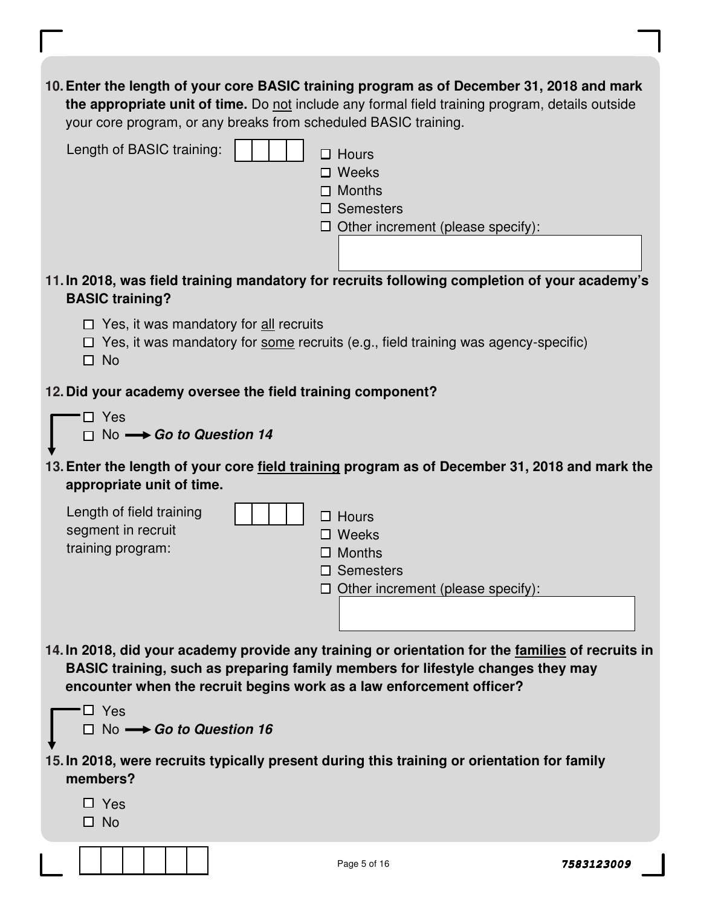**10. Enter the length of your core BASIC training program as of December 31, 2018 and mark the appropriate unit of time.** Do not include any formal field training program, details outside your core program, or any breaks from scheduled BASIC training.

Length of BASIC training: [ | | | ]

- ☐ Hours
- ☐ Weeks
- ☐ Months
- ☐ Semesters
- ☐ Other increment (please specify): __________

**11. In 2018, was field training mandatory for recruits following completion of your academy's BASIC training?**

- ☐ Yes, it was mandatory for all recruits
- ☐ Yes, it was mandatory for some recruits (e.g., field training was agency-specific)
- ☐ No

**12. Did your academy oversee the field training component?**

- ☐ Yes
- ☐ No → ***Go to Question 14***

**13. Enter the length of your core field training program as of December 31, 2018 and mark the appropriate unit of time.**

Length of field training segment in recruit training program: [ | | | ]

- ☐ Hours
- ☐ Weeks
- ☐ Months
- ☐ Semesters
- ☐ Other increment (please specify): __________

**14. In 2018, did your academy provide any training or orientation for the families of recruits in BASIC training, such as preparing family members for lifestyle changes they may encounter when the recruit begins work as a law enforcement officer?**

- ☐ Yes
- ☐ No → ***Go to Question 16***

**15. In 2018, were recruits typically present during this training or orientation for family members?**

- ☐ Yes
- ☐ No

7583123009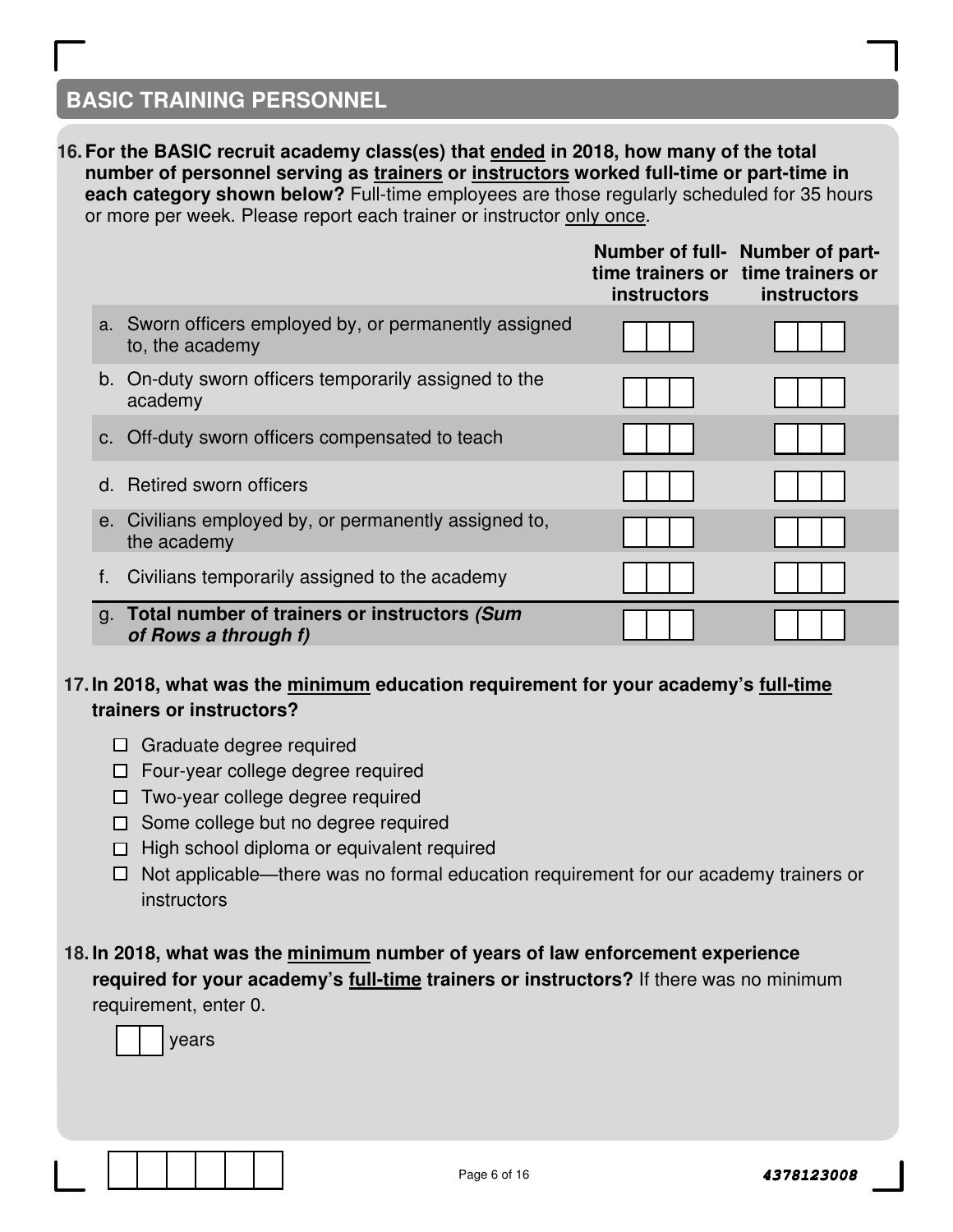## BASIC TRAINING PERSONNEL

**16. For the BASIC recruit academy class(es) that ended in 2018, how many of the total number of personnel serving as trainers or instructors worked full-time or part-time in each category shown below?** Full-time employees are those regularly scheduled for 35 hours or more per week. Please report each trainer or instructor only once.

| | Number of full-time trainers or instructors | Number of part-time trainers or instructors |
|---|---|---|
| a. Sworn officers employed by, or permanently assigned to, the academy | | |
| b. On-duty sworn officers temporarily assigned to the academy | | |
| c. Off-duty sworn officers compensated to teach | | |
| d. Retired sworn officers | | |
| e. Civilians employed by, or permanently assigned to, the academy | | |
| f. Civilians temporarily assigned to the academy | | |
| g. **Total number of trainers or instructors *(Sum of Rows a through f)*** | | |

**17. In 2018, what was the minimum education requirement for your academy's full-time trainers or instructors?**

- ☐ Graduate degree required
- ☐ Four-year college degree required
- ☐ Two-year college degree required
- ☐ Some college but no degree required
- ☐ High school diploma or equivalent required
- ☐ Not applicable—there was no formal education requirement for our academy trainers or instructors

**18. In 2018, what was the minimum number of years of law enforcement experience required for your academy's full-time trainers or instructors?** If there was no minimum requirement, enter 0.

☐☐ years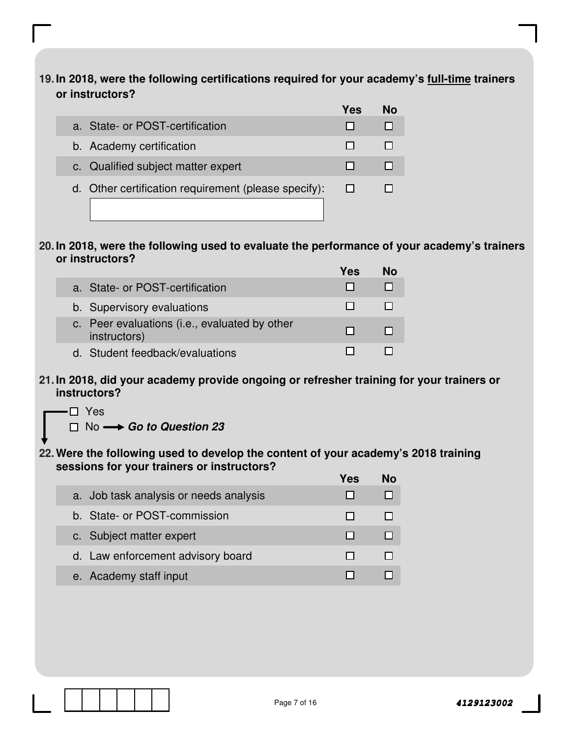**19. In 2018, were the following certifications required for your academy's full-time trainers or instructors?**

| | Yes | No |
|---|---|---|
| a. State- or POST-certification | ☐ | ☐ |
| b. Academy certification | ☐ | ☐ |
| c. Qualified subject matter expert | ☐ | ☐ |
| d. Other certification requirement (please specify): ______ | ☐ | ☐ |

**20. In 2018, were the following used to evaluate the performance of your academy's trainers or instructors?**

| | Yes | No |
|---|---|---|
| a. State- or POST-certification | ☐ | ☐ |
| b. Supervisory evaluations | ☐ | ☐ |
| c. Peer evaluations (i.e., evaluated by other instructors) | ☐ | ☐ |
| d. Student feedback/evaluations | ☐ | ☐ |

**21. In 2018, did your academy provide ongoing or refresher training for your trainers or instructors?**

☐ Yes
☐ No → ***Go to Question 23***

**22. Were the following used to develop the content of your academy's 2018 training sessions for your trainers or instructors?**

| | Yes | No |
|---|---|---|
| a. Job task analysis or needs analysis | ☐ | ☐ |
| b. State- or POST-commission | ☐ | ☐ |
| c. Subject matter expert | ☐ | ☐ |
| d. Law enforcement advisory board | ☐ | ☐ |
| e. Academy staff input | ☐ | ☐ |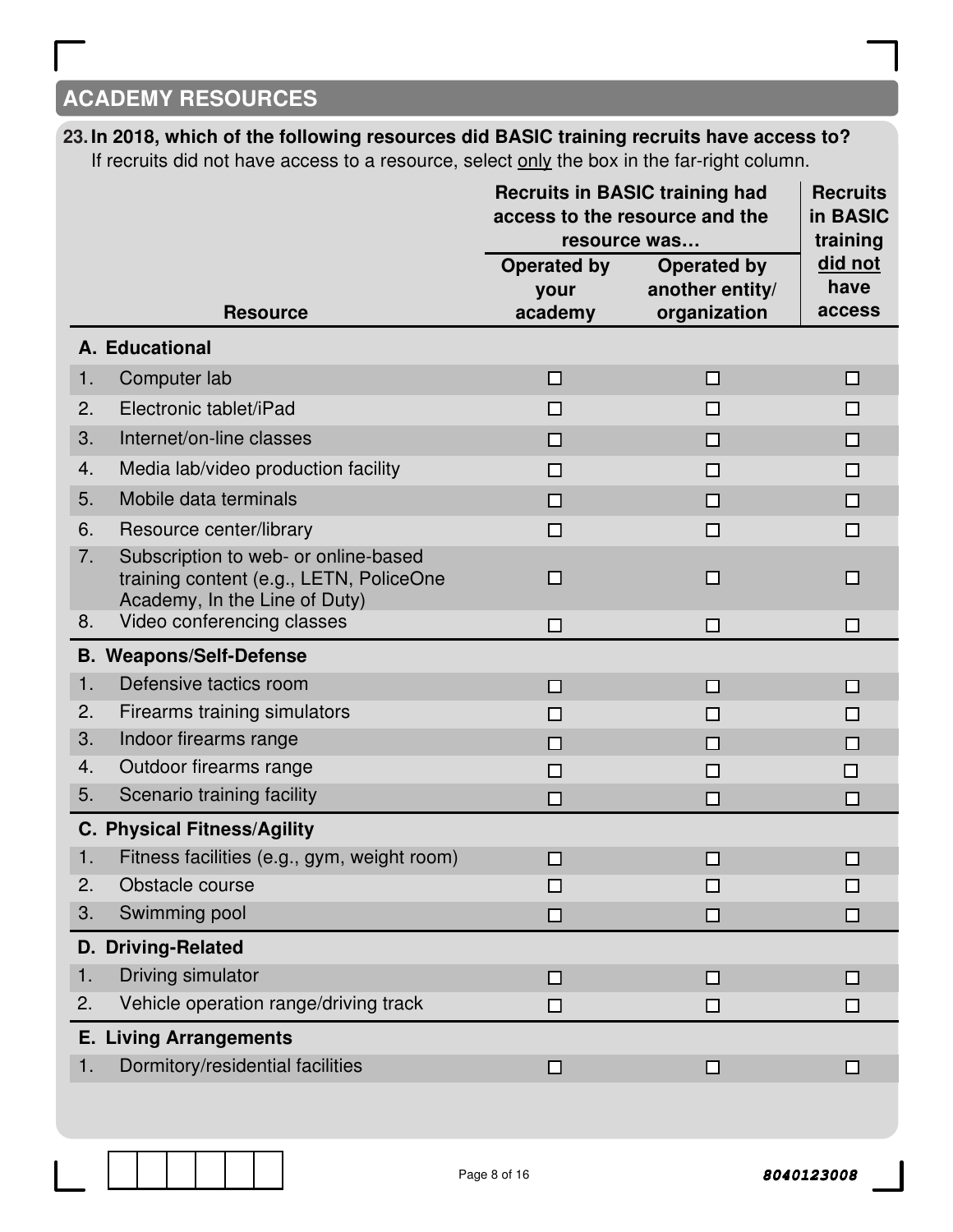## ACADEMY RESOURCES

**23. In 2018, which of the following resources did BASIC training recruits have access to?**
If recruits did not have access to a resource, select only the box in the far-right column.

| Resource | Recruits in BASIC training had access to the resource and the resource was… | | Recruits in BASIC training did not have access |
|---|---|---|---|
| | Operated by your academy | Operated by another entity/organization | |
| **A. Educational** | | | |
| 1. Computer lab | ☐ | ☐ | ☐ |
| 2. Electronic tablet/iPad | ☐ | ☐ | ☐ |
| 3. Internet/on-line classes | ☐ | ☐ | ☐ |
| 4. Media lab/video production facility | ☐ | ☐ | ☐ |
| 5. Mobile data terminals | ☐ | ☐ | ☐ |
| 6. Resource center/library | ☐ | ☐ | ☐ |
| 7. Subscription to web- or online-based training content (e.g., LETN, PoliceOne Academy, In the Line of Duty) | ☐ | ☐ | ☐ |
| 8. Video conferencing classes | ☐ | ☐ | ☐ |
| **B. Weapons/Self-Defense** | | | |
| 1. Defensive tactics room | ☐ | ☐ | ☐ |
| 2. Firearms training simulators | ☐ | ☐ | ☐ |
| 3. Indoor firearms range | ☐ | ☐ | ☐ |
| 4. Outdoor firearms range | ☐ | ☐ | ☐ |
| 5. Scenario training facility | ☐ | ☐ | ☐ |
| **C. Physical Fitness/Agility** | | | |
| 1. Fitness facilities (e.g., gym, weight room) | ☐ | ☐ | ☐ |
| 2. Obstacle course | ☐ | ☐ | ☐ |
| 3. Swimming pool | ☐ | ☐ | ☐ |
| **D. Driving-Related** | | | |
| 1. Driving simulator | ☐ | ☐ | ☐ |
| 2. Vehicle operation range/driving track | ☐ | ☐ | ☐ |
| **E. Living Arrangements** | | | |
| 1. Dormitory/residential facilities | ☐ | ☐ | ☐ |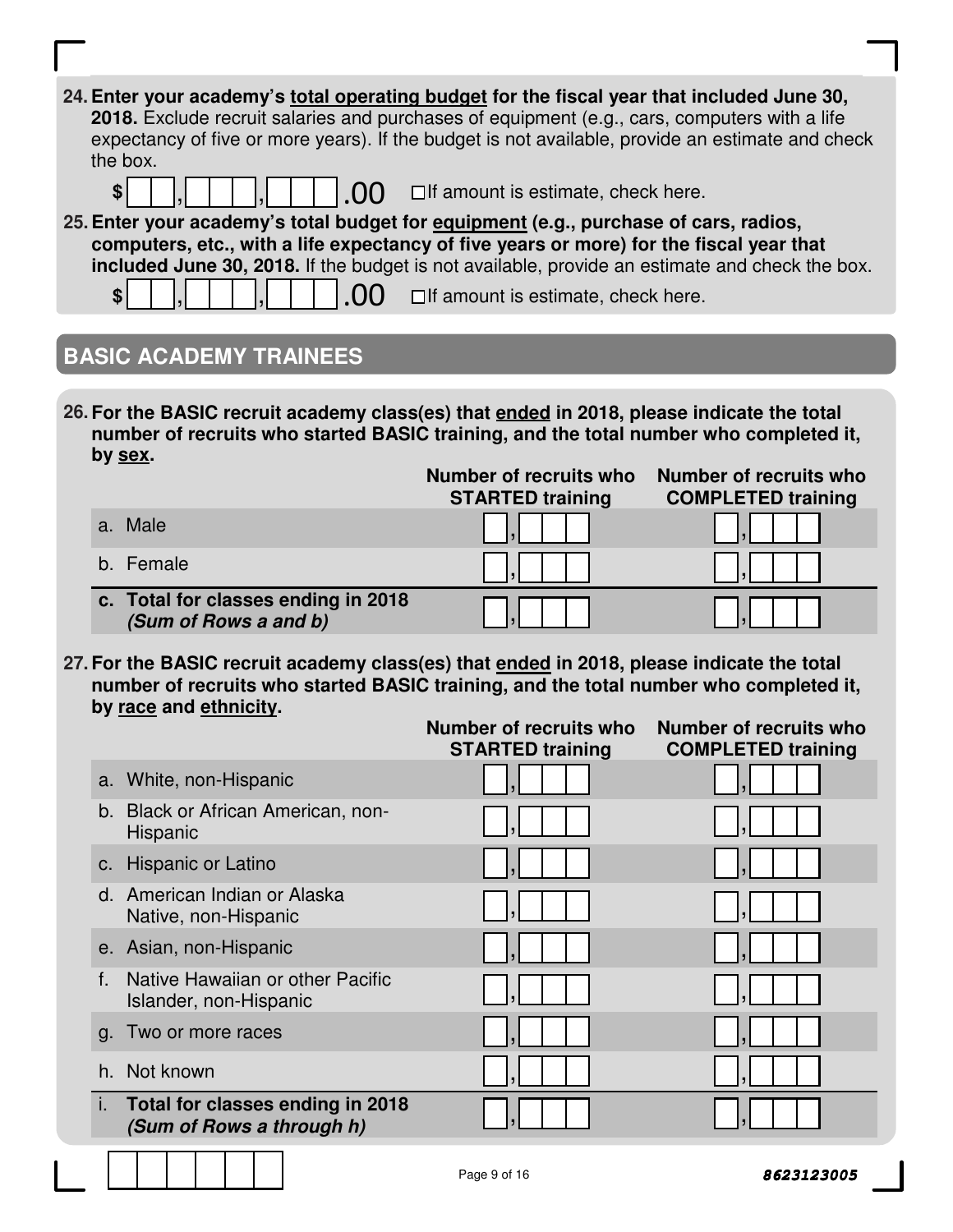**24. Enter your academy's <u>total operating budget</u> for the fiscal year that included June 30, 2018.** Exclude recruit salaries and purchases of equipment (e.g., cars, computers with a life expectancy of five or more years). If the budget is not available, provide an estimate and check the box.

$ ___,___,___ .00 ☐ If amount is estimate, check here.

**25. Enter your academy's total budget for <u>equipment</u> (e.g., purchase of cars, radios, computers, etc., with a life expectancy of five years or more) for the fiscal year that included June 30, 2018.** If the budget is not available, provide an estimate and check the box.

$ ___,___,___ .00 ☐ If amount is estimate, check here.

## BASIC ACADEMY TRAINEES

**26. For the BASIC recruit academy class(es) that <u>ended</u> in 2018, please indicate the total number of recruits who started BASIC training, and the total number who completed it, by <u>sex</u>.**

| | Number of recruits who STARTED training | Number of recruits who COMPLETED training |
|---|---|---|
| a. Male | ___,___ | ___,___ |
| b. Female | ___,___ | ___,___ |
| **c. Total for classes ending in 2018** ***(Sum of Rows a and b)*** | ___,___ | ___,___ |

**27. For the BASIC recruit academy class(es) that <u>ended</u> in 2018, please indicate the total number of recruits who started BASIC training, and the total number who completed it, by <u>race</u> and <u>ethnicity</u>.**

| | Number of recruits who STARTED training | Number of recruits who COMPLETED training |
|---|---|---|
| a. White, non-Hispanic | ___,___ | ___,___ |
| b. Black or African American, non-Hispanic | ___,___ | ___,___ |
| c. Hispanic or Latino | ___,___ | ___,___ |
| d. American Indian or Alaska Native, non-Hispanic | ___,___ | ___,___ |
| e. Asian, non-Hispanic | ___,___ | ___,___ |
| f. Native Hawaiian or other Pacific Islander, non-Hispanic | ___,___ | ___,___ |
| g. Two or more races | ___,___ | ___,___ |
| h. Not known | ___,___ | ___,___ |
| **i. Total for classes ending in 2018** ***(Sum of Rows a through h)*** | ___,___ | ___,___ |

8623123005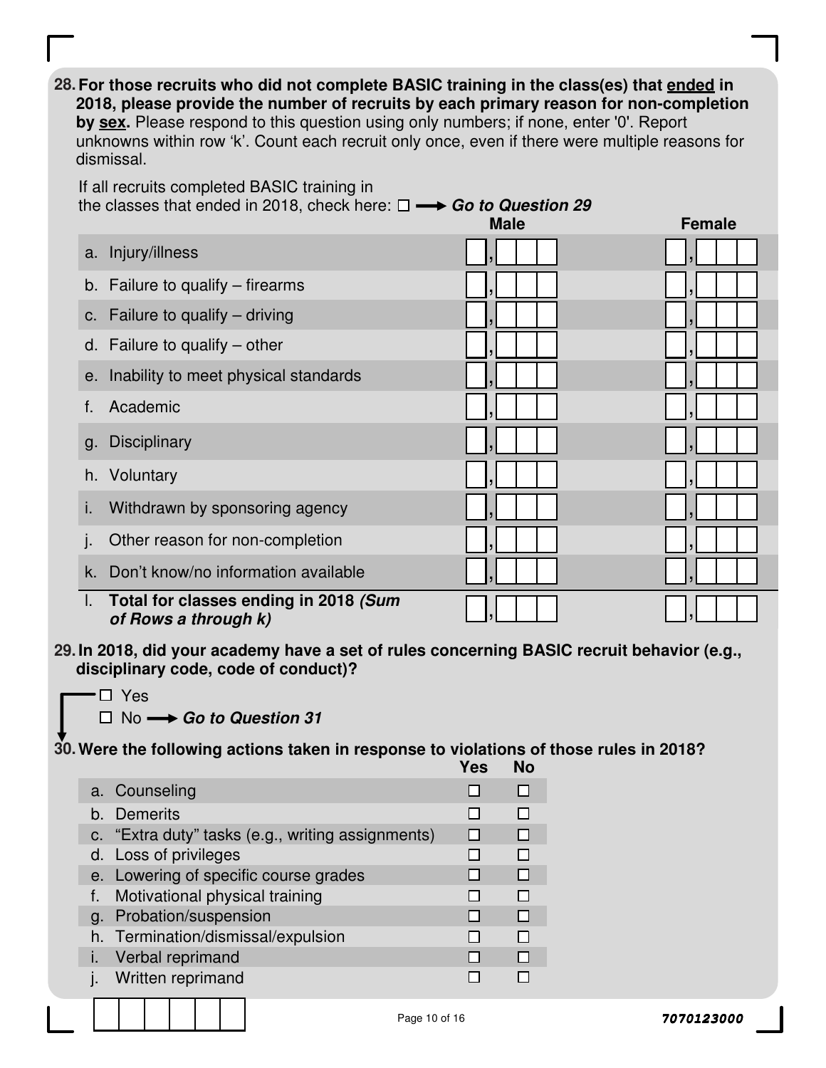**28. For those recruits who did not complete BASIC training in the class(es) that ended in 2018, please provide the number of recruits by each primary reason for non-completion by sex.** Please respond to this question using only numbers; if none, enter '0'. Report unknowns within row 'k'. Count each recruit only once, even if there were multiple reasons for dismissal.

If all recruits completed BASIC training in the classes that ended in 2018, check here: ☐ ⟶ ***Go to Question 29***

| | Male | Female |
|---|---|---|
| a. Injury/illness | ☐,☐☐☐ | ☐,☐☐☐ |
| b. Failure to qualify – firearms | ☐,☐☐☐ | ☐,☐☐☐ |
| c. Failure to qualify – driving | ☐,☐☐☐ | ☐,☐☐☐ |
| d. Failure to qualify – other | ☐,☐☐☐ | ☐,☐☐☐ |
| e. Inability to meet physical standards | ☐,☐☐☐ | ☐,☐☐☐ |
| f. Academic | ☐,☐☐☐ | ☐,☐☐☐ |
| g. Disciplinary | ☐,☐☐☐ | ☐,☐☐☐ |
| h. Voluntary | ☐,☐☐☐ | ☐,☐☐☐ |
| i. Withdrawn by sponsoring agency | ☐,☐☐☐ | ☐,☐☐☐ |
| j. Other reason for non-completion | ☐,☐☐☐ | ☐,☐☐☐ |
| k. Don't know/no information available | ☐,☐☐☐ | ☐,☐☐☐ |
| l. **Total for classes ending in 2018 *(Sum of Rows a through k)*** | ☐,☐☐☐ | ☐,☐☐☐ |

**29. In 2018, did your academy have a set of rules concerning BASIC recruit behavior (e.g., disciplinary code, code of conduct)?**

☐ Yes
☐ No ⟶ ***Go to Question 31***

**30. Were the following actions taken in response to violations of those rules in 2018?**

| | Yes | No |
|---|---|---|
| a. Counseling | ☐ | ☐ |
| b. Demerits | ☐ | ☐ |
| c. "Extra duty" tasks (e.g., writing assignments) | ☐ | ☐ |
| d. Loss of privileges | ☐ | ☐ |
| e. Lowering of specific course grades | ☐ | ☐ |
| f. Motivational physical training | ☐ | ☐ |
| g. Probation/suspension | ☐ | ☐ |
| h. Termination/dismissal/expulsion | ☐ | ☐ |
| i. Verbal reprimand | ☐ | ☐ |
| j. Written reprimand | ☐ | ☐ |

7070123000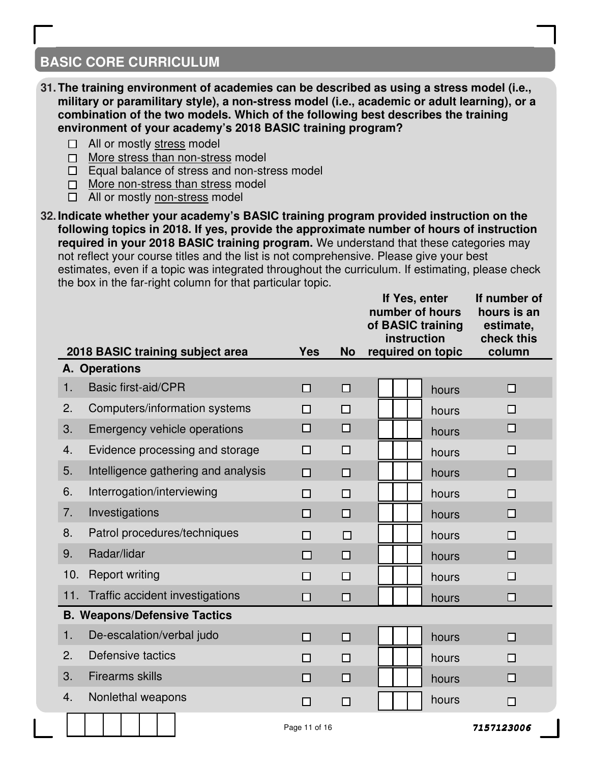## BASIC CORE CURRICULUM

**31. The training environment of academies can be described as using a stress model (i.e., military or paramilitary style), a non-stress model (i.e., academic or adult learning), or a combination of the two models. Which of the following best describes the training environment of your academy's 2018 BASIC training program?**

- ☐ All or mostly stress model
- ☐ More stress than non-stress model
- ☐ Equal balance of stress and non-stress model
- ☐ More non-stress than stress model
- ☐ All or mostly non-stress model

**32. Indicate whether your academy's BASIC training program provided instruction on the following topics in 2018. If yes, provide the approximate number of hours of instruction required in your 2018 BASIC training program.** We understand that these categories may not reflect your course titles and the list is not comprehensive. Please give your best estimates, even if a topic was integrated throughout the curriculum. If estimating, please check the box in the far-right column for that particular topic.

| 2018 BASIC training subject area | Yes | No | If Yes, enter number of hours of BASIC training instruction required on topic | If number of hours is an estimate, check this column |
|---|---|---|---|---|
| **A. Operations** | | | | |
| 1. Basic first-aid/CPR | ☐ | ☐ | ___ hours | ☐ |
| 2. Computers/information systems | ☐ | ☐ | ___ hours | ☐ |
| 3. Emergency vehicle operations | ☐ | ☐ | ___ hours | ☐ |
| 4. Evidence processing and storage | ☐ | ☐ | ___ hours | ☐ |
| 5. Intelligence gathering and analysis | ☐ | ☐ | ___ hours | ☐ |
| 6. Interrogation/interviewing | ☐ | ☐ | ___ hours | ☐ |
| 7. Investigations | ☐ | ☐ | ___ hours | ☐ |
| 8. Patrol procedures/techniques | ☐ | ☐ | ___ hours | ☐ |
| 9. Radar/lidar | ☐ | ☐ | ___ hours | ☐ |
| 10. Report writing | ☐ | ☐ | ___ hours | ☐ |
| 11. Traffic accident investigations | ☐ | ☐ | ___ hours | ☐ |
| **B. Weapons/Defensive Tactics** | | | | |
| 1. De-escalation/verbal judo | ☐ | ☐ | ___ hours | ☐ |
| 2. Defensive tactics | ☐ | ☐ | ___ hours | ☐ |
| 3. Firearms skills | ☐ | ☐ | ___ hours | ☐ |
| 4. Nonlethal weapons | ☐ | ☐ | ___ hours | ☐ |

7157123006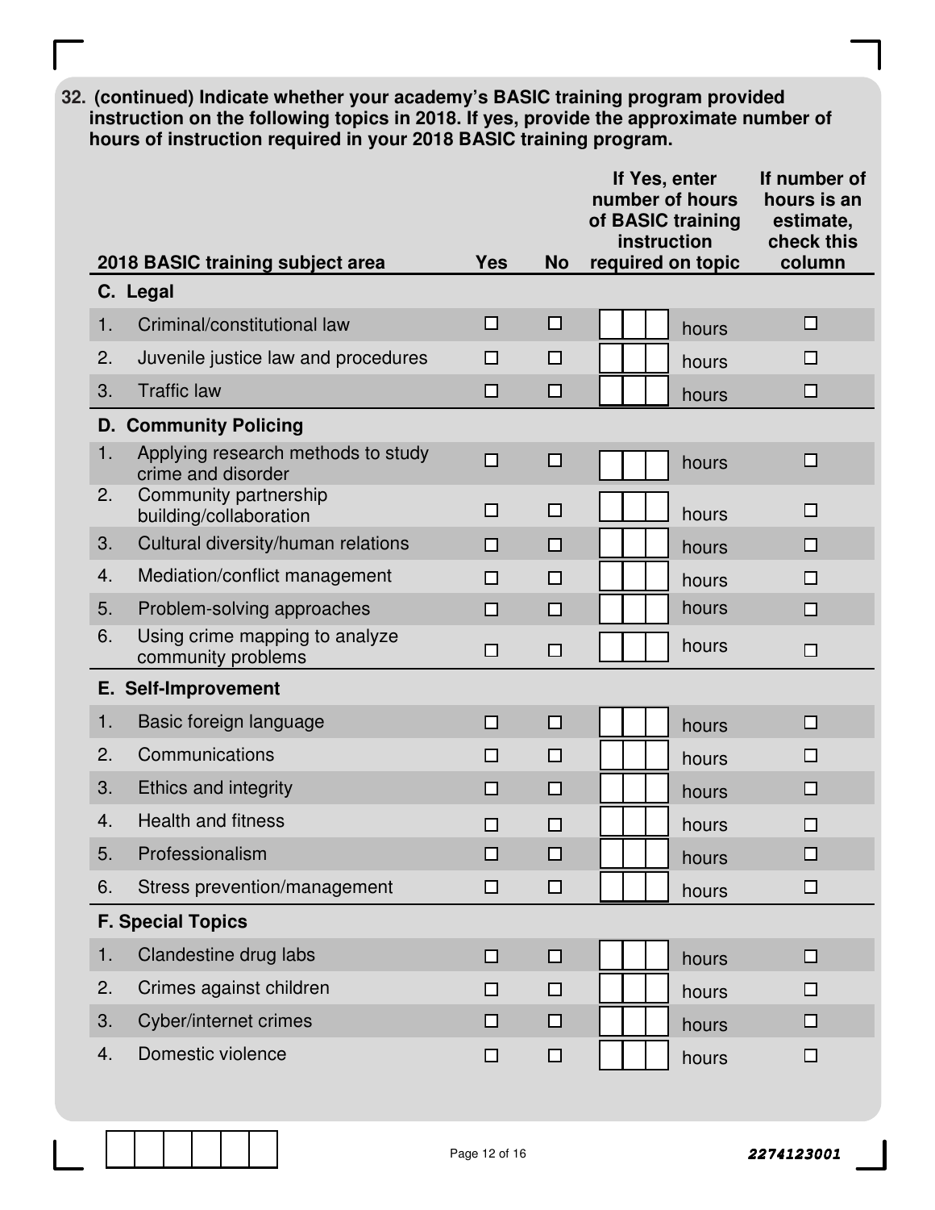**32. (continued) Indicate whether your academy's BASIC training program provided instruction on the following topics in 2018. If yes, provide the approximate number of hours of instruction required in your 2018 BASIC training program.**

| 2018 BASIC training subject area | Yes | No | If Yes, enter number of hours of BASIC training instruction required on topic | If number of hours is an estimate, check this column |
|---|---|---|---|---|
| **C. Legal** | | | | |
| 1. Criminal/constitutional law | ☐ | ☐ | ___ hours | ☐ |
| 2. Juvenile justice law and procedures | ☐ | ☐ | ___ hours | ☐ |
| 3. Traffic law | ☐ | ☐ | ___ hours | ☐ |
| **D. Community Policing** | | | | |
| 1. Applying research methods to study crime and disorder | ☐ | ☐ | ___ hours | ☐ |
| 2. Community partnership building/collaboration | ☐ | ☐ | ___ hours | ☐ |
| 3. Cultural diversity/human relations | ☐ | ☐ | ___ hours | ☐ |
| 4. Mediation/conflict management | ☐ | ☐ | ___ hours | ☐ |
| 5. Problem-solving approaches | ☐ | ☐ | ___ hours | ☐ |
| 6. Using crime mapping to analyze community problems | ☐ | ☐ | ___ hours | ☐ |
| **E. Self-Improvement** | | | | |
| 1. Basic foreign language | ☐ | ☐ | ___ hours | ☐ |
| 2. Communications | ☐ | ☐ | ___ hours | ☐ |
| 3. Ethics and integrity | ☐ | ☐ | ___ hours | ☐ |
| 4. Health and fitness | ☐ | ☐ | ___ hours | ☐ |
| 5. Professionalism | ☐ | ☐ | ___ hours | ☐ |
| 6. Stress prevention/management | ☐ | ☐ | ___ hours | ☐ |
| **F. Special Topics** | | | | |
| 1. Clandestine drug labs | ☐ | ☐ | ___ hours | ☐ |
| 2. Crimes against children | ☐ | ☐ | ___ hours | ☐ |
| 3. Cyber/internet crimes | ☐ | ☐ | ___ hours | ☐ |
| 4. Domestic violence | ☐ | ☐ | ___ hours | ☐ |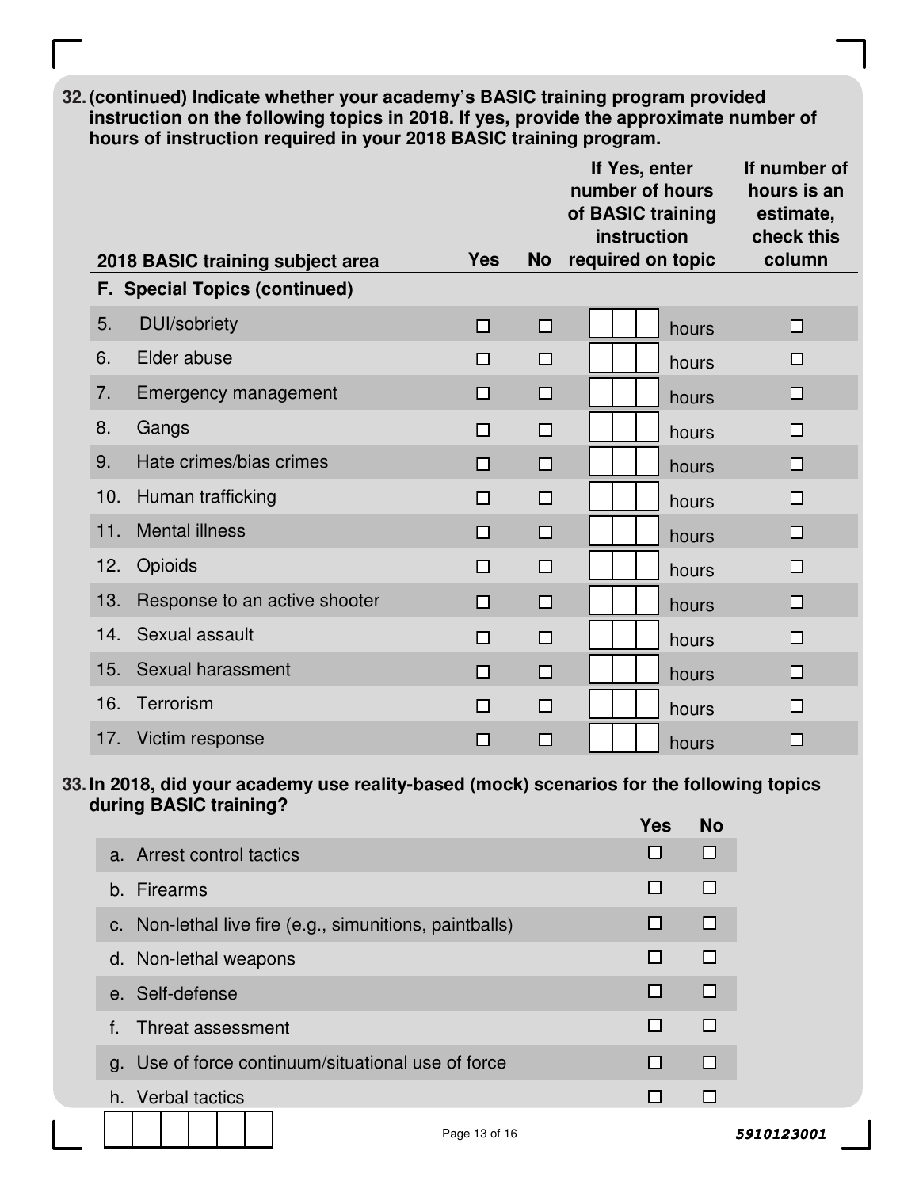**32. (continued) Indicate whether your academy's BASIC training program provided instruction on the following topics in 2018. If yes, provide the approximate number of hours of instruction required in your 2018 BASIC training program.**

| 2018 BASIC training subject area | Yes | No | If Yes, enter number of hours of BASIC training instruction required on topic | If number of hours is an estimate, check this column |
|---|---|---|---|---|
| **F. Special Topics (continued)** | | | | |
| 5. DUI/sobriety | ☐ | ☐ | ☐☐☐ hours | ☐ |
| 6. Elder abuse | ☐ | ☐ | ☐☐☐ hours | ☐ |
| 7. Emergency management | ☐ | ☐ | ☐☐☐ hours | ☐ |
| 8. Gangs | ☐ | ☐ | ☐☐☐ hours | ☐ |
| 9. Hate crimes/bias crimes | ☐ | ☐ | ☐☐☐ hours | ☐ |
| 10. Human trafficking | ☐ | ☐ | ☐☐☐ hours | ☐ |
| 11. Mental illness | ☐ | ☐ | ☐☐☐ hours | ☐ |
| 12. Opioids | ☐ | ☐ | ☐☐☐ hours | ☐ |
| 13. Response to an active shooter | ☐ | ☐ | ☐☐☐ hours | ☐ |
| 14. Sexual assault | ☐ | ☐ | ☐☐☐ hours | ☐ |
| 15. Sexual harassment | ☐ | ☐ | ☐☐☐ hours | ☐ |
| 16. Terrorism | ☐ | ☐ | ☐☐☐ hours | ☐ |
| 17. Victim response | ☐ | ☐ | ☐☐☐ hours | ☐ |

**33. In 2018, did your academy use reality-based (mock) scenarios for the following topics during BASIC training?**

| | Yes | No |
|---|---|---|
| a. Arrest control tactics | ☐ | ☐ |
| b. Firearms | ☐ | ☐ |
| c. Non-lethal live fire (e.g., simunitions, paintballs) | ☐ | ☐ |
| d. Non-lethal weapons | ☐ | ☐ |
| e. Self-defense | ☐ | ☐ |
| f. Threat assessment | ☐ | ☐ |
| g. Use of force continuum/situational use of force | ☐ | ☐ |
| h. Verbal tactics | ☐ | ☐ |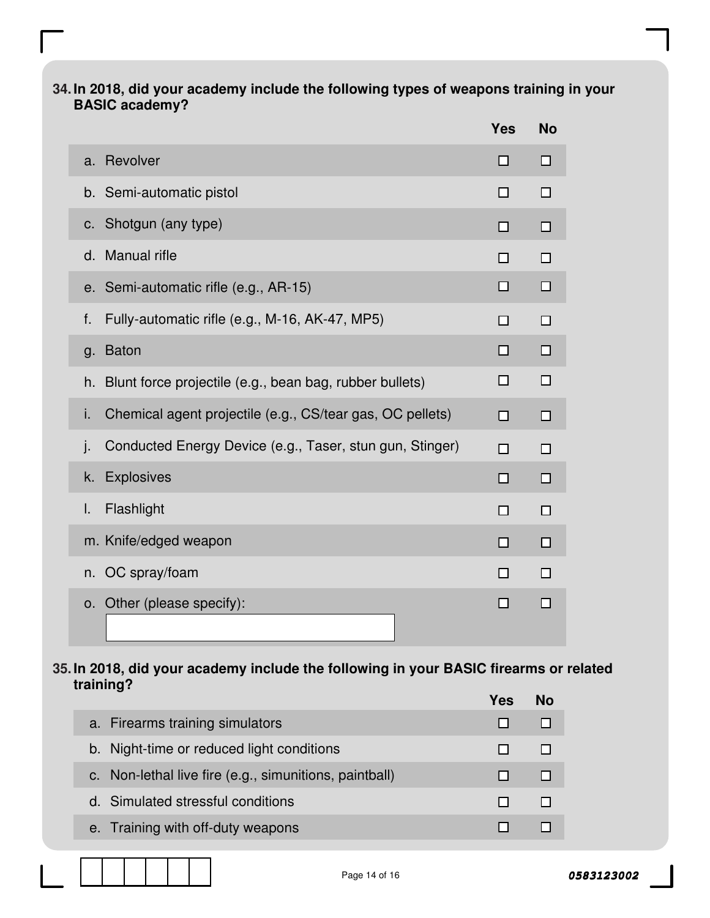**34. In 2018, did your academy include the following types of weapons training in your BASIC academy?**

| | Yes | No |
|---|---|---|
| a. Revolver | ☐ | ☐ |
| b. Semi-automatic pistol | ☐ | ☐ |
| c. Shotgun (any type) | ☐ | ☐ |
| d. Manual rifle | ☐ | ☐ |
| e. Semi-automatic rifle (e.g., AR-15) | ☐ | ☐ |
| f. Fully-automatic rifle (e.g., M-16, AK-47, MP5) | ☐ | ☐ |
| g. Baton | ☐ | ☐ |
| h. Blunt force projectile (e.g., bean bag, rubber bullets) | ☐ | ☐ |
| i. Chemical agent projectile (e.g., CS/tear gas, OC pellets) | ☐ | ☐ |
| j. Conducted Energy Device (e.g., Taser, stun gun, Stinger) | ☐ | ☐ |
| k. Explosives | ☐ | ☐ |
| l. Flashlight | ☐ | ☐ |
| m. Knife/edged weapon | ☐ | ☐ |
| n. OC spray/foam | ☐ | ☐ |
| o. Other (please specify): ________ | ☐ | ☐ |

**35. In 2018, did your academy include the following in your BASIC firearms or related training?**

| | Yes | No |
|---|---|---|
| a. Firearms training simulators | ☐ | ☐ |
| b. Night-time or reduced light conditions | ☐ | ☐ |
| c. Non-lethal live fire (e.g., simunitions, paintball) | ☐ | ☐ |
| d. Simulated stressful conditions | ☐ | ☐ |
| e. Training with off-duty weapons | ☐ | ☐ |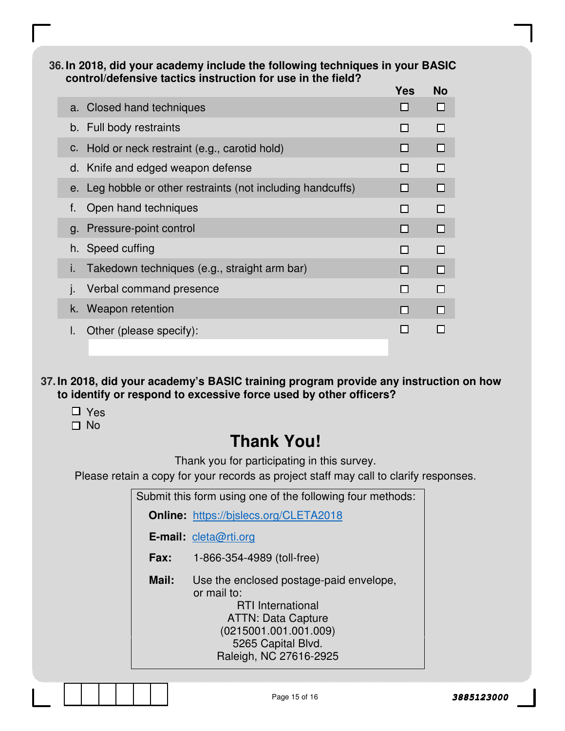**36. In 2018, did your academy include the following techniques in your BASIC control/defensive tactics instruction for use in the field?**

| | Yes | No |
|---|---|---|
| a. Closed hand techniques | ☐ | ☐ |
| b. Full body restraints | ☐ | ☐ |
| c. Hold or neck restraint (e.g., carotid hold) | ☐ | ☐ |
| d. Knife and edged weapon defense | ☐ | ☐ |
| e. Leg hobble or other restraints (not including handcuffs) | ☐ | ☐ |
| f. Open hand techniques | ☐ | ☐ |
| g. Pressure-point control | ☐ | ☐ |
| h. Speed cuffing | ☐ | ☐ |
| i. Takedown techniques (e.g., straight arm bar) | ☐ | ☐ |
| j. Verbal command presence | ☐ | ☐ |
| k. Weapon retention | ☐ | ☐ |
| l. Other (please specify): ____________ | ☐ | ☐ |

**37. In 2018, did your academy's BASIC training program provide any instruction on how to identify or respond to excessive force used by other officers?**

- ☐ Yes
- ☐ No

# Thank You!

Thank you for participating in this survey.
Please retain a copy for your records as project staff may call to clarify responses.

Submit this form using one of the following four methods:

**Online:** https://bjslecs.org/CLETA2018

**E-mail:** cleta@rti.org

**Fax:** 1-866-354-4989 (toll-free)

**Mail:** Use the enclosed postage-paid envelope, or mail to:
RTI International
ATTN: Data Capture
(0215001.001.001.009)
5265 Capital Blvd.
Raleigh, NC 27616-2925